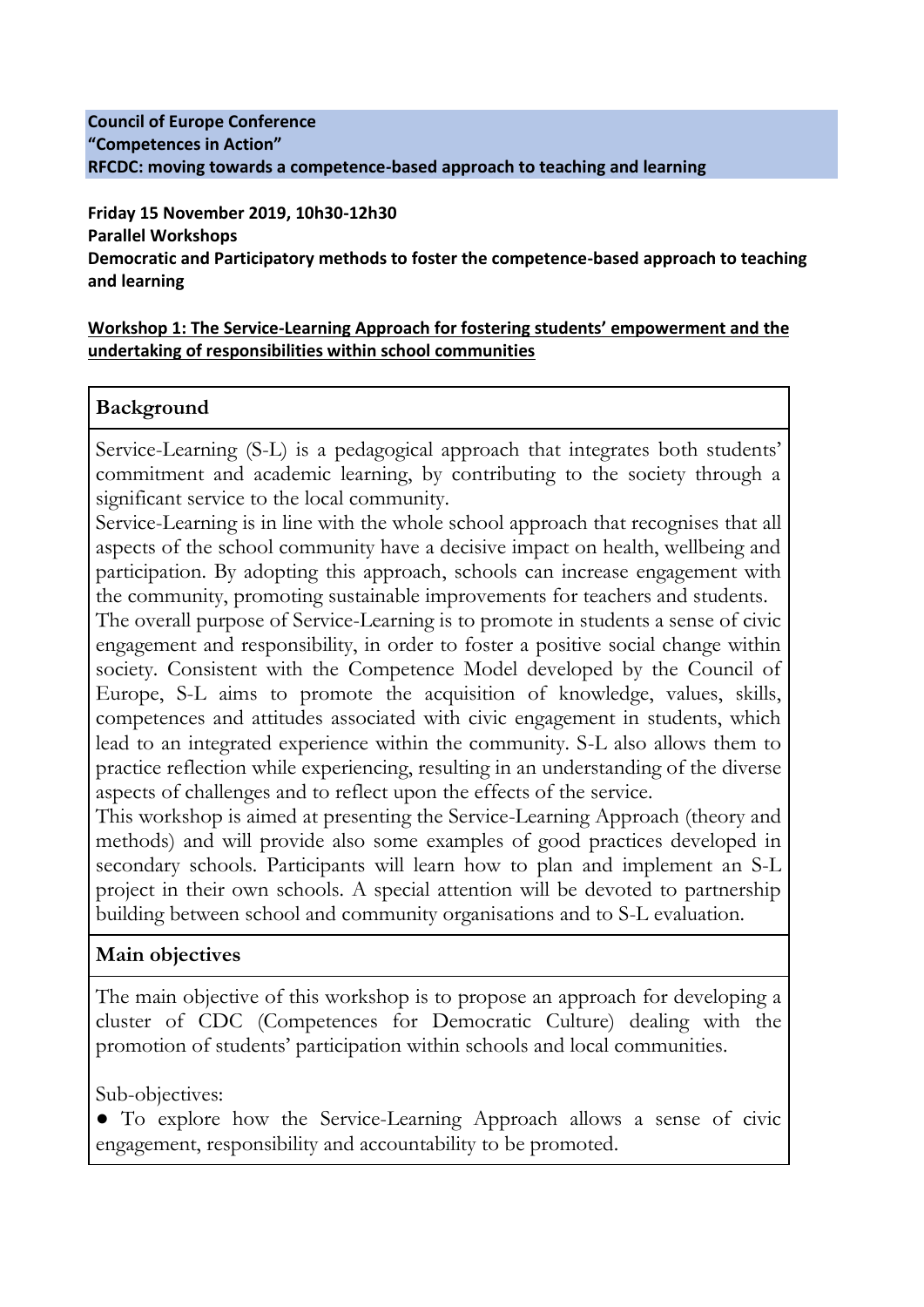**Council of Europe Conference**
**"Competences in Action"**
**RFCDC: moving towards a competence-based approach to teaching and learning**

**Friday 15 November 2019, 10h30-12h30**
**Parallel Workshops**
**Democratic and Participatory methods to foster the competence-based approach to teaching and learning**

## Workshop 1: The Service-Learning Approach for fostering students' empowerment and the undertaking of responsibilities within school communities

### Background

Service-Learning (S-L) is a pedagogical approach that integrates both students' commitment and academic learning, by contributing to the society through a significant service to the local community.

Service-Learning is in line with the whole school approach that recognises that all aspects of the school community have a decisive impact on health, wellbeing and participation. By adopting this approach, schools can increase engagement with the community, promoting sustainable improvements for teachers and students.

The overall purpose of Service-Learning is to promote in students a sense of civic engagement and responsibility, in order to foster a positive social change within society. Consistent with the Competence Model developed by the Council of Europe, S-L aims to promote the acquisition of knowledge, values, skills, competences and attitudes associated with civic engagement in students, which lead to an integrated experience within the community. S-L also allows them to practice reflection while experiencing, resulting in an understanding of the diverse aspects of challenges and to reflect upon the effects of the service.

This workshop is aimed at presenting the Service-Learning Approach (theory and methods) and will provide also some examples of good practices developed in secondary schools. Participants will learn how to plan and implement an S-L project in their own schools. A special attention will be devoted to partnership building between school and community organisations and to S-L evaluation.

### Main objectives

The main objective of this workshop is to propose an approach for developing a cluster of CDC (Competences for Democratic Culture) dealing with the promotion of students' participation within schools and local communities.

Sub-objectives:

- To explore how the Service-Learning Approach allows a sense of civic engagement, responsibility and accountability to be promoted.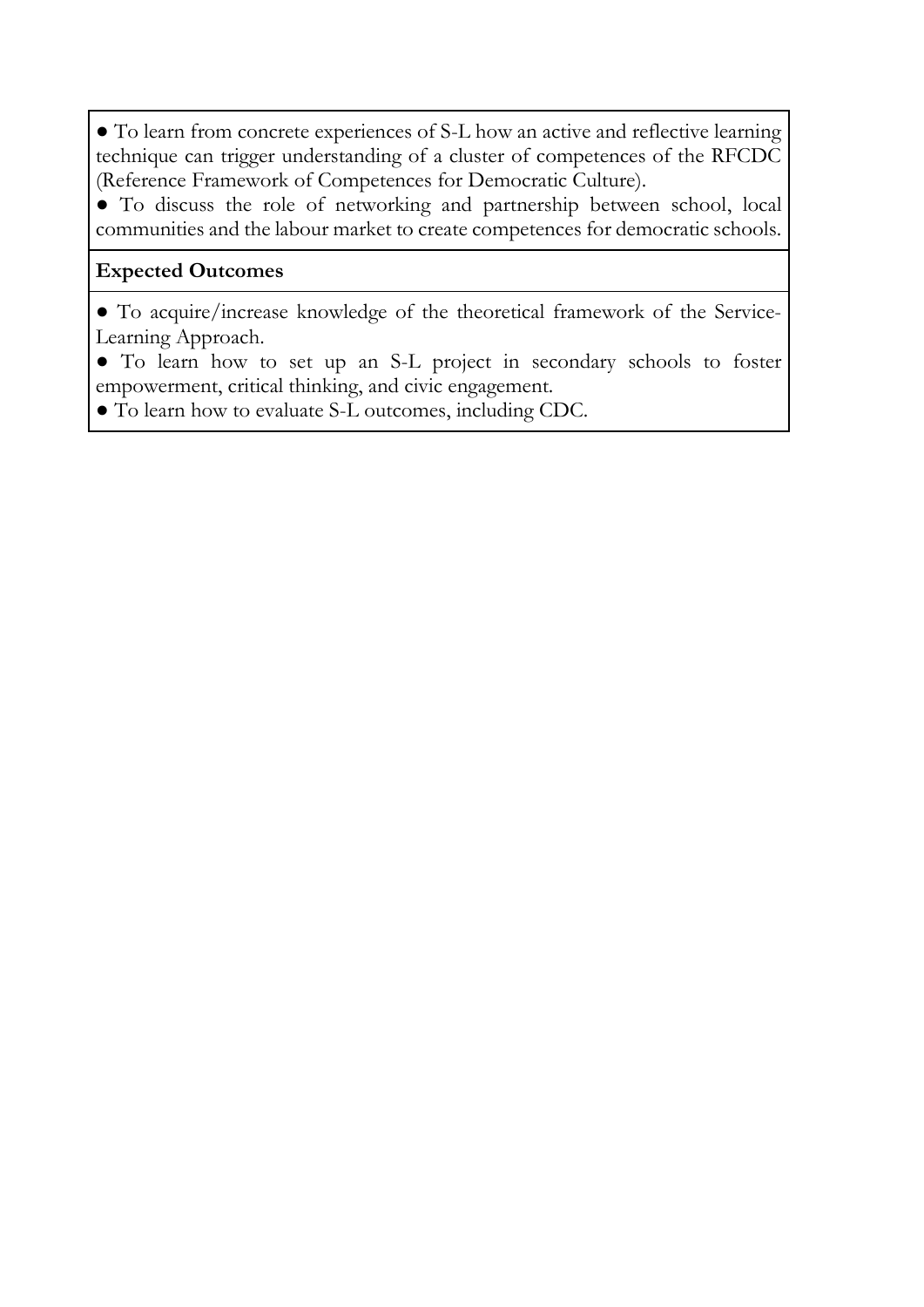- To learn from concrete experiences of S-L how an active and reflective learning technique can trigger understanding of a cluster of competences of the RFCDC (Reference Framework of Competences for Democratic Culture).
- To discuss the role of networking and partnership between school, local communities and the labour market to create competences for democratic schools.

**Expected Outcomes**

- To acquire/increase knowledge of the theoretical framework of the Service-Learning Approach.
- To learn how to set up an S-L project in secondary schools to foster empowerment, critical thinking, and civic engagement.
- To learn how to evaluate S-L outcomes, including CDC.